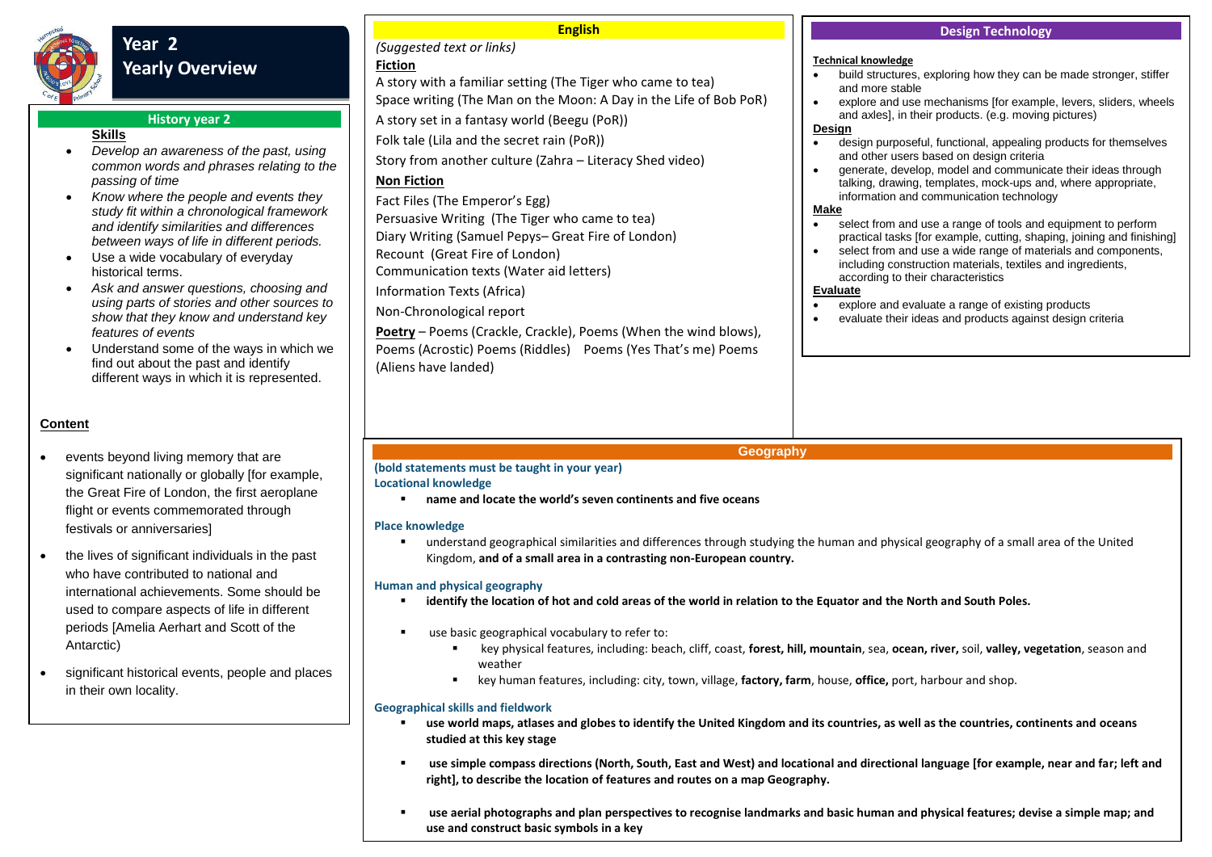# Year 2 Yearly Overview

## History year 2

**Skills**

- *Develop an awareness of the past, using common words and phrases relating to the passing of time*
- *Know where the people and events they study fit within a chronological framework and identify similarities and differences between ways of life in different periods.*
- Use a wide vocabulary of everyday historical terms.
- *Ask and answer questions, choosing and using parts of stories and other sources to show that they know and understand key features of events*
- Understand some of the ways in which we find out about the past and identify different ways in which it is represented.

**Content**

- events beyond living memory that are significant nationally or globally [for example, the Great Fire of London, the first aeroplane flight or events commemorated through festivals or anniversaries]
- the lives of significant individuals in the past who have contributed to national and international achievements. Some should be used to compare aspects of life in different periods [Amelia Aerhart and Scott of the Antarctic)
- significant historical events, people and places in their own locality.

## English

*(Suggested text or links)*

**Fiction**

A story with a familiar setting (The Tiger who came to tea)
Space writing (The Man on the Moon: A Day in the Life of Bob PoR)
A story set in a fantasy world (Beegu (PoR))
Folk tale (Lila and the secret rain (PoR))
Story from another culture (Zahra – Literacy Shed video)

**Non Fiction**

Fact Files (The Emperor's Egg)
Persuasive Writing (The Tiger who came to tea)
Diary Writing (Samuel Pepys– Great Fire of London)
Recount (Great Fire of London)
Communication texts (Water aid letters)
Information Texts (Africa)
Non-Chronological report

**Poetry** – Poems (Crackle, Crackle), Poems (When the wind blows), Poems (Acrostic) Poems (Riddles) Poems (Yes That's me) Poems (Aliens have landed)

## Design Technology

**Technical knowledge**

- build structures, exploring how they can be made stronger, stiffer and more stable
- explore and use mechanisms [for example, levers, sliders, wheels and axles], in their products. (e.g. moving pictures)

**Design**

- design purposeful, functional, appealing products for themselves and other users based on design criteria
- generate, develop, model and communicate their ideas through talking, drawing, templates, mock-ups and, where appropriate, information and communication technology

**Make**

- select from and use a range of tools and equipment to perform practical tasks [for example, cutting, shaping, joining and finishing]
- select from and use a wide range of materials and components, including construction materials, textiles and ingredients, according to their characteristics

**Evaluate**

- explore and evaluate a range of existing products
- evaluate their ideas and products against design criteria

## Geography

**(bold statements must be taught in your year)**

**Locational knowledge**

- **name and locate the world's seven continents and five oceans**

**Place knowledge**

- understand geographical similarities and differences through studying the human and physical geography of a small area of the United Kingdom, **and of a small area in a contrasting non-European country.**

**Human and physical geography**

- **identify the location of hot and cold areas of the world in relation to the Equator and the North and South Poles.**
- use basic geographical vocabulary to refer to:
  - key physical features, including: beach, cliff, coast, **forest, hill, mountain**, sea, **ocean, river,** soil, **valley, vegetation**, season and weather
  - key human features, including: city, town, village, **factory, farm**, house, **office,** port, harbour and shop.

**Geographical skills and fieldwork**

- **use world maps, atlases and globes to identify the United Kingdom and its countries, as well as the countries, continents and oceans studied at this key stage**
- **use simple compass directions (North, South, East and West) and locational and directional language [for example, near and far; left and right], to describe the location of features and routes on a map Geography.**
- **use aerial photographs and plan perspectives to recognise landmarks and basic human and physical features; devise a simple map; and use and construct basic symbols in a key**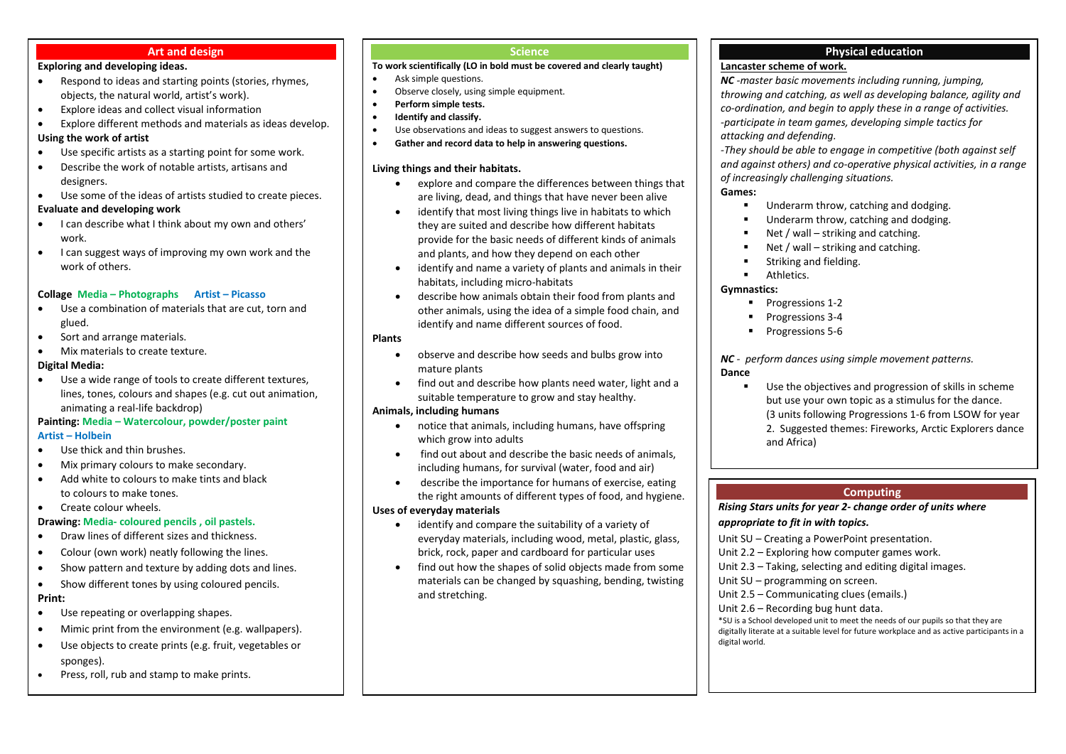## Art and design

**Exploring and developing ideas.**

- Respond to ideas and starting points (stories, rhymes, objects, the natural world, artist's work).
- Explore ideas and collect visual information
- Explore different methods and materials as ideas develop.

**Using the work of artist**

- Use specific artists as a starting point for some work.
- Describe the work of notable artists, artisans and designers.
- Use some of the ideas of artists studied to create pieces.

**Evaluate and developing work**

- I can describe what I think about my own and others' work.
- I can suggest ways of improving my own work and the work of others.

**Collage Media – Photographs Artist – Picasso**

- Use a combination of materials that are cut, torn and glued.
- Sort and arrange materials.
- Mix materials to create texture.

**Digital Media:**

- Use a wide range of tools to create different textures, lines, tones, colours and shapes (e.g. cut out animation, animating a real-life backdrop)

**Painting: Media – Watercolour, powder/poster paint**
**Artist – Holbein**

- Use thick and thin brushes.
- Mix primary colours to make secondary.
- Add white to colours to make tints and black to colours to make tones.
- Create colour wheels.

**Drawing: Media- coloured pencils , oil pastels.**

- Draw lines of different sizes and thickness.
- Colour (own work) neatly following the lines.
- Show pattern and texture by adding dots and lines.
- Show different tones by using coloured pencils.

**Print:**

- Use repeating or overlapping shapes.
- Mimic print from the environment (e.g. wallpapers).
- Use objects to create prints (e.g. fruit, vegetables or sponges).
- Press, roll, rub and stamp to make prints.

## Science

**To work scientifically (LO in bold must be covered and clearly taught)**

- Ask simple questions.
- Observe closely, using simple equipment.
- **Perform simple tests.**
- **Identify and classify.**
- Use observations and ideas to suggest answers to questions.
- **Gather and record data to help in answering questions.**

**Living things and their habitats.**

- explore and compare the differences between things that are living, dead, and things that have never been alive
- identify that most living things live in habitats to which they are suited and describe how different habitats provide for the basic needs of different kinds of animals and plants, and how they depend on each other
- identify and name a variety of plants and animals in their habitats, including micro-habitats
- describe how animals obtain their food from plants and other animals, using the idea of a simple food chain, and identify and name different sources of food.

**Plants**

- observe and describe how seeds and bulbs grow into mature plants
- find out and describe how plants need water, light and a suitable temperature to grow and stay healthy.

**Animals, including humans**

- notice that animals, including humans, have offspring which grow into adults
- find out about and describe the basic needs of animals, including humans, for survival (water, food and air)
- describe the importance for humans of exercise, eating the right amounts of different types of food, and hygiene.

**Uses of everyday materials**

- identify and compare the suitability of a variety of everyday materials, including wood, metal, plastic, glass, brick, rock, paper and cardboard for particular uses
- find out how the shapes of solid objects made from some materials can be changed by squashing, bending, twisting and stretching.

## Physical education

**Lancaster scheme of work.**

***NC*** *-master basic movements including running, jumping, throwing and catching, as well as developing balance, agility and co-ordination, and begin to apply these in a range of activities.*
*-participate in team games, developing simple tactics for attacking and defending.*
*-They should be able to engage in competitive (both against self and against others) and co-operative physical activities, in a range of increasingly challenging situations.*

**Games:**

- Underarm throw, catching and dodging.
- Underarm throw, catching and dodging.
- Net / wall – striking and catching.
- Net / wall – striking and catching.
- Striking and fielding.
- Athletics.

**Gymnastics:**

- Progressions 1-2
- Progressions 3-4
- Progressions 5-6

***NC*** *- perform dances using simple movement patterns.*

**Dance**

- Use the objectives and progression of skills in scheme but use your own topic as a stimulus for the dance. (3 units following Progressions 1-6 from LSOW for year 2. Suggested themes: Fireworks, Arctic Explorers dance and Africa)

## Computing

***Rising Stars units for year 2- change order of units where appropriate to fit in with topics.***

Unit SU – Creating a PowerPoint presentation.
Unit 2.2 – Exploring how computer games work.
Unit 2.3 – Taking, selecting and editing digital images.
Unit SU – programming on screen.
Unit 2.5 – Communicating clues (emails.)
Unit 2.6 – Recording bug hunt data.

*SU is a School developed unit to meet the needs of our pupils so that they are digitally literate at a suitable level for future workplace and as active participants in a digital world.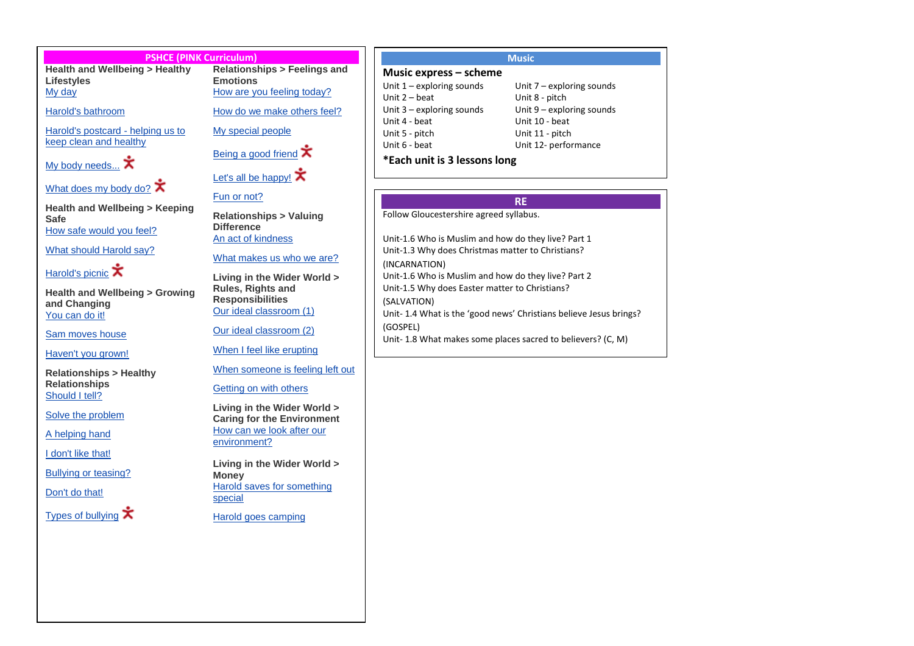## PSHCE (PINK Curriculum)

**Health and Wellbeing > Healthy Lifestyles**

My day

Harold's bathroom

Harold's postcard - helping us to keep clean and healthy

My body needs...

What does my body do?

**Health and Wellbeing > Keeping Safe**

How safe would you feel?

What should Harold say?

Harold's picnic

**Health and Wellbeing > Growing and Changing**

You can do it!

Sam moves house

Haven't you grown!

**Relationships > Healthy Relationships**

Should I tell?

Solve the problem

A helping hand

I don't like that!

Bullying or teasing?

Don't do that!

Types of bullying

**Relationships > Feelings and Emotions**

How are you feeling today?

How do we make others feel?

My special people

Being a good friend

Let's all be happy!

Fun or not?

**Relationships > Valuing Difference**

An act of kindness

What makes us who we are?

**Living in the Wider World > Rules, Rights and Responsibilities**

Our ideal classroom (1)

Our ideal classroom (2)

When I feel like erupting

When someone is feeling left out

Getting on with others

**Living in the Wider World > Caring for the Environment**

How can we look after our environment?

**Living in the Wider World > Money**

Harold saves for something special

Harold goes camping

## Music

**Music express – scheme**

| | |
|---|---|
| Unit 1 – exploring sounds | Unit 7 – exploring sounds |
| Unit 2 – beat | Unit 8 - pitch |
| Unit 3 – exploring sounds | Unit 9 – exploring sounds |
| Unit 4 - beat | Unit 10 - beat |
| Unit 5 - pitch | Unit 11 - pitch |
| Unit 6 - beat | Unit 12- performance |

**\*Each unit is 3 lessons long**

## RE

Follow Gloucestershire agreed syllabus.

Unit-1.6 Who is Muslim and how do they live? Part 1

Unit-1.3 Why does Christmas matter to Christians? (INCARNATION)

Unit-1.6 Who is Muslim and how do they live? Part 2

Unit-1.5 Why does Easter matter to Christians? (SALVATION)

Unit- 1.4 What is the 'good news' Christians believe Jesus brings? (GOSPEL)

Unit- 1.8 What makes some places sacred to believers? (C, M)